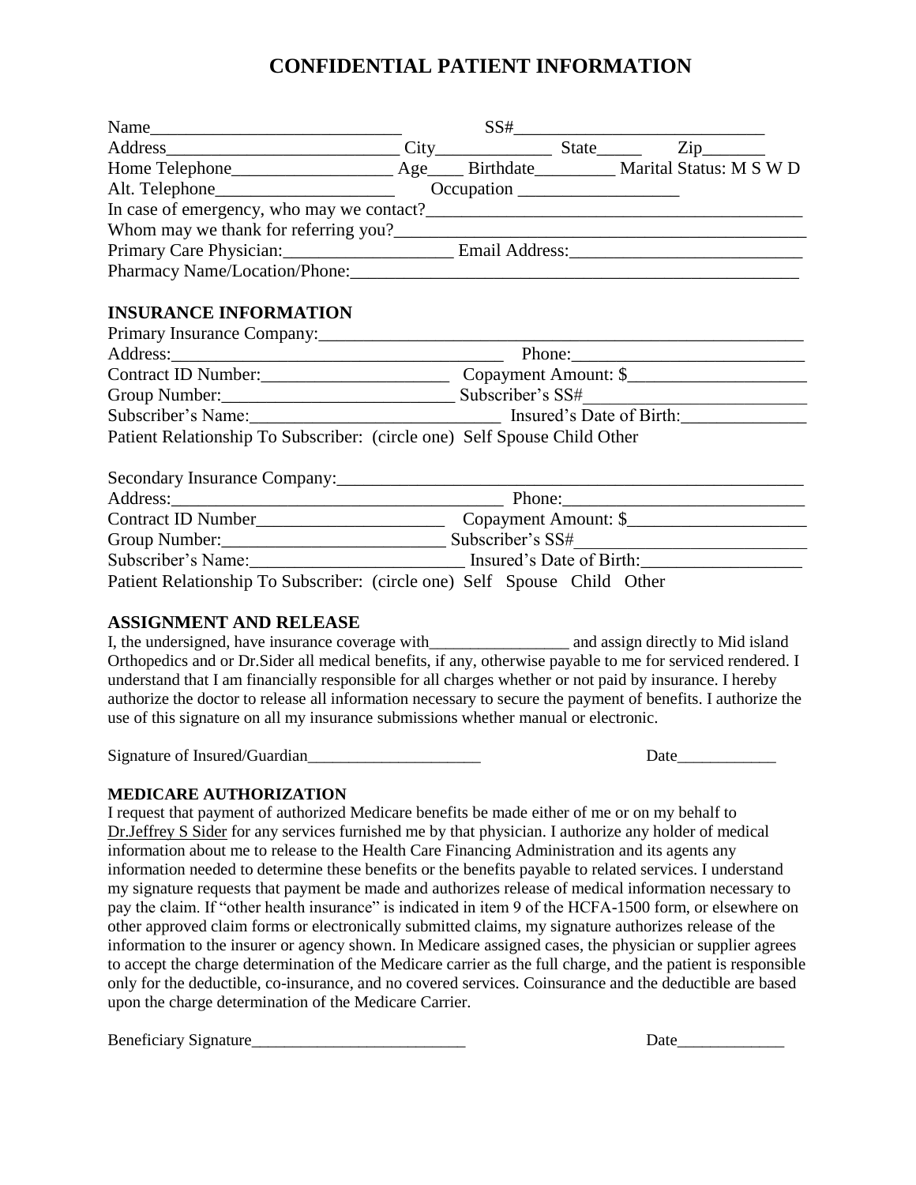# CONFIDENTIAL PATIENT INFORMATION

Name____________________________ SS#____________________________

Address__________________________ City_____________ State_____ Zip_______

Home Telephone__________________ Age____ Birthdate_________ Marital Status: M S W D

Alt. Telephone____________________ Occupation __________________

In case of emergency, who may we contact?__________________________________________

Whom may we thank for referring you?_____________________________________________

Primary Care Physician:___________________ Email Address:__________________________

Pharmacy Name/Location/Phone:____________________________________________________

## INSURANCE INFORMATION

Primary Insurance Company:_________________________________________________________

Address:_____________________________________ Phone:__________________________

Contract ID Number:_____________________ Copayment Amount: $____________________

Group Number:__________________________ Subscriber's SS#________________________

Subscriber's Name:____________________________ Insured's Date of Birth:______________

Patient Relationship To Subscriber: (circle one) Self Spouse Child Other

Secondary Insurance Company:_______________________________________________________

Address:______________________________________ Phone:___________________________

Contract ID Number_____________________ Copayment Amount: $____________________

Group Number:_________________________ Subscriber's SS#__________________________

Subscriber's Name:________________________ Insured's Date of Birth:_________________

Patient Relationship To Subscriber: (circle one) Self Spouse Child Other

## ASSIGNMENT AND RELEASE

I, the undersigned, have insurance coverage with_________________ and assign directly to Mid island Orthopedics and or Dr.Sider all medical benefits, if any, otherwise payable to me for serviced rendered. I understand that I am financially responsible for all charges whether or not paid by insurance. I hereby authorize the doctor to release all information necessary to secure the payment of benefits. I authorize the use of this signature on all my insurance submissions whether manual or electronic.

Signature of Insured/Guardian_____________________ Date____________

## MEDICARE AUTHORIZATION

I request that payment of authorized Medicare benefits be made either of me or on my behalf to Dr.Jeffrey S Sider for any services furnished me by that physician. I authorize any holder of medical information about me to release to the Health Care Financing Administration and its agents any information needed to determine these benefits or the benefits payable to related services. I understand my signature requests that payment be made and authorizes release of medical information necessary to pay the claim. If "other health insurance" is indicated in item 9 of the HCFA-1500 form, or elsewhere on other approved claim forms or electronically submitted claims, my signature authorizes release of the information to the insurer or agency shown. In Medicare assigned cases, the physician or supplier agrees to accept the charge determination of the Medicare carrier as the full charge, and the patient is responsible only for the deductible, co-insurance, and no covered services. Coinsurance and the deductible are based upon the charge determination of the Medicare Carrier.

Beneficiary Signature__________________________ Date_____________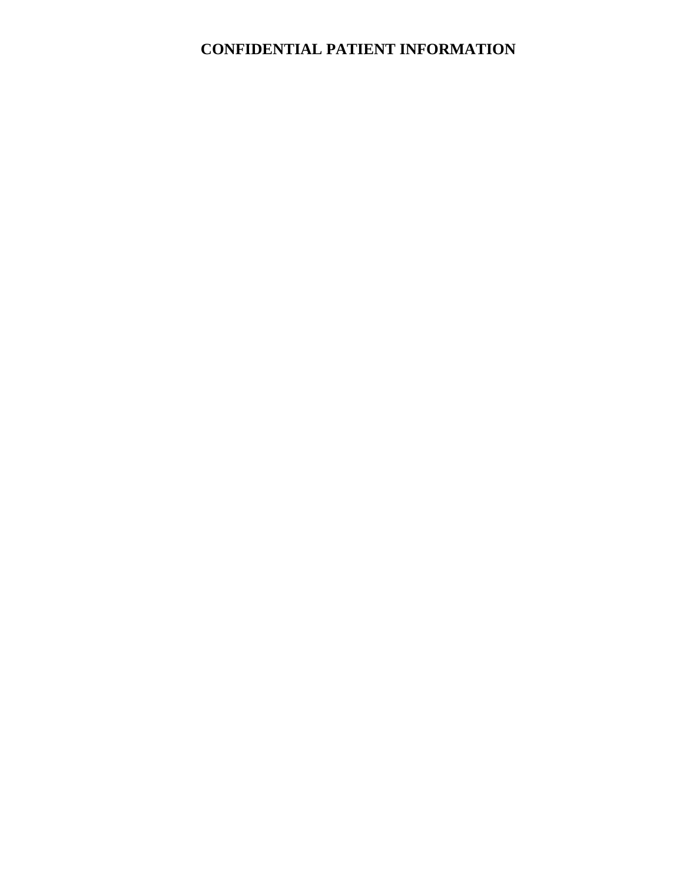# CONFIDENTIAL PATIENT INFORMATION